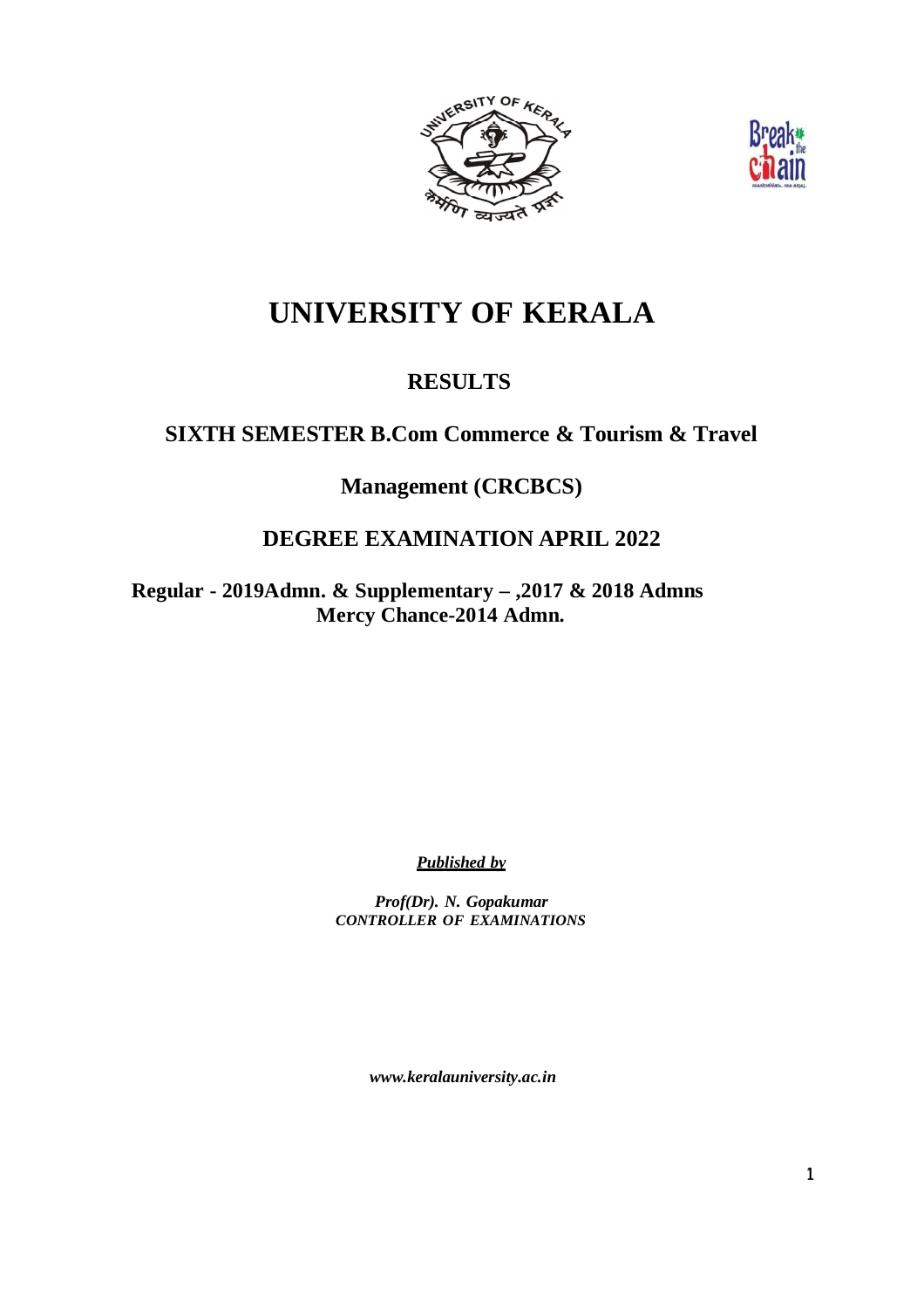# UNIVERSITY OF KERALA

## RESULTS

## SIXTH SEMESTER B.Com Commerce & Tourism & Travel Management (CRCBCS)

## DEGREE EXAMINATION APRIL 2022

**Regular - 2019Admn. & Supplementary – ,2017 & 2018 Admns**
**Mercy Chance-2014 Admn.**

***Published by***

***Prof(Dr). N. Gopakumar***
***CONTROLLER OF EXAMINATIONS***

***www.keralauniversity.ac.in***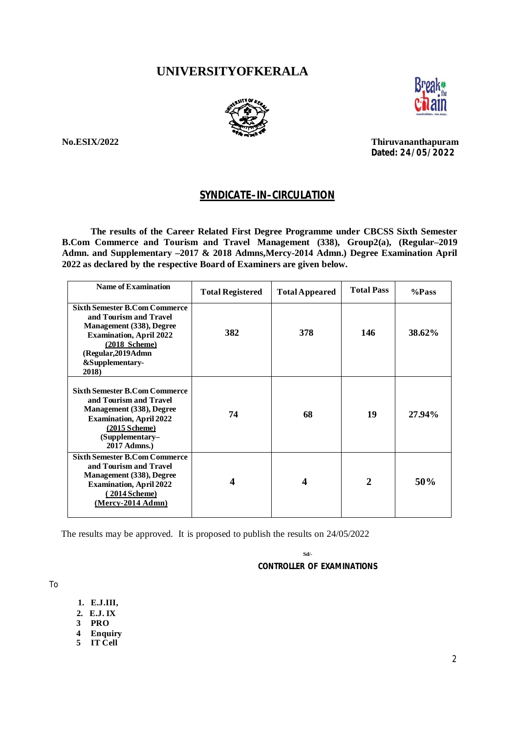# UNIVERSITYOFKERALA

**No.ESIX/2022** **Thiruvananthapuram**
**Dated: 24/05/2022**

## SYNDICATE–IN–CIRCULATION

**The results of the Career Related First Degree Programme under CBCSS Sixth Semester B.Com Commerce and Tourism and Travel Management (338), Group2(a), (Regular–2019 Admn. and Supplementary –2017 & 2018 Admns,Mercy-2014 Admn.) Degree Examination April 2022 as declared by the respective Board of Examiners are given below.**

| Name of Examination | Total Registered | Total Appeared | Total Pass | %Pass |
|---|---|---|---|---|
| **Sixth Semester B.Com Commerce and Tourism and Travel Management (338), Degree Examination, April 2022 (2018 Scheme) (Regular,2019Admn &Supplementary-2018)** | **382** | **378** | **146** | **38.62%** |
| **Sixth Semester B.Com Commerce and Tourism and Travel Management (338), Degree Examination, April 2022 (2015 Scheme) (Supplementary–2017 Admns.)** | **74** | **68** | **19** | **27.94%** |
| **Sixth Semester B.Com Commerce and Tourism and Travel Management (338), Degree Examination, April 2022 ( 2014 Scheme) (Mercy-2014 Admn)** | **4** | **4** | **2** | **50%** |

The results may be approved. It is proposed to publish the results on 24/05/2022

Sd/-
**CONTROLLER OF EXAMINATIONS**

To

1. **E.J.III,**
2. **E.J. IX**
3. **PRO**
4. **Enquiry**
5. **IT Cell**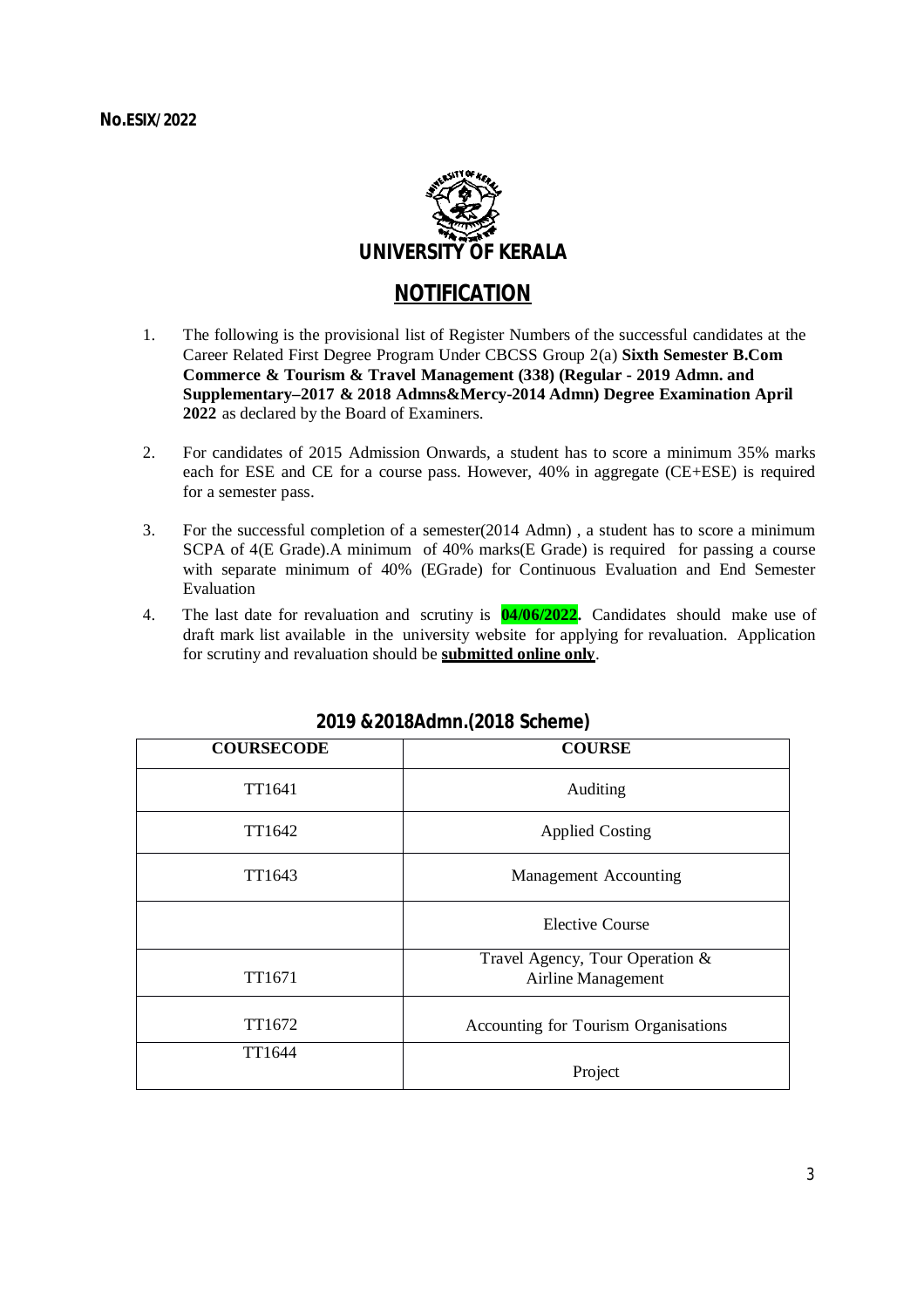**No.ESIX/2022**

**UNIVERSITY OF KERALA**

## NOTIFICATION

1. The following is the provisional list of Register Numbers of the successful candidates at the Career Related First Degree Program Under CBCSS Group 2(a) **Sixth Semester B.Com Commerce & Tourism & Travel Management (338) (Regular - 2019 Admn. and Supplementary–2017 & 2018 Admns&Mercy-2014 Admn) Degree Examination April 2022** as declared by the Board of Examiners.

2. For candidates of 2015 Admission Onwards, a student has to score a minimum 35% marks each for ESE and CE for a course pass. However, 40% in aggregate (CE+ESE) is required for a semester pass.

3. For the successful completion of a semester(2014 Admn) , a student has to score a minimum SCPA of 4(E Grade).A minimum of 40% marks(E Grade) is required for passing a course with separate minimum of 40% (EGrade) for Continuous Evaluation and End Semester Evaluation

4. The last date for revaluation and scrutiny is **04/06/2022.** Candidates should make use of draft mark list available in the university website for applying for revaluation. Application for scrutiny and revaluation should be **submitted online only**.

**2019 &2018Admn.(2018 Scheme)**

| COURSECODE | COURSE |
|---|---|
| TT1641 | Auditing |
| TT1642 | Applied Costing |
| TT1643 | Management Accounting |
| | Elective Course |
| TT1671 | Travel Agency, Tour Operation & Airline Management |
| TT1672 | Accounting for Tourism Organisations |
| TT1644 | Project |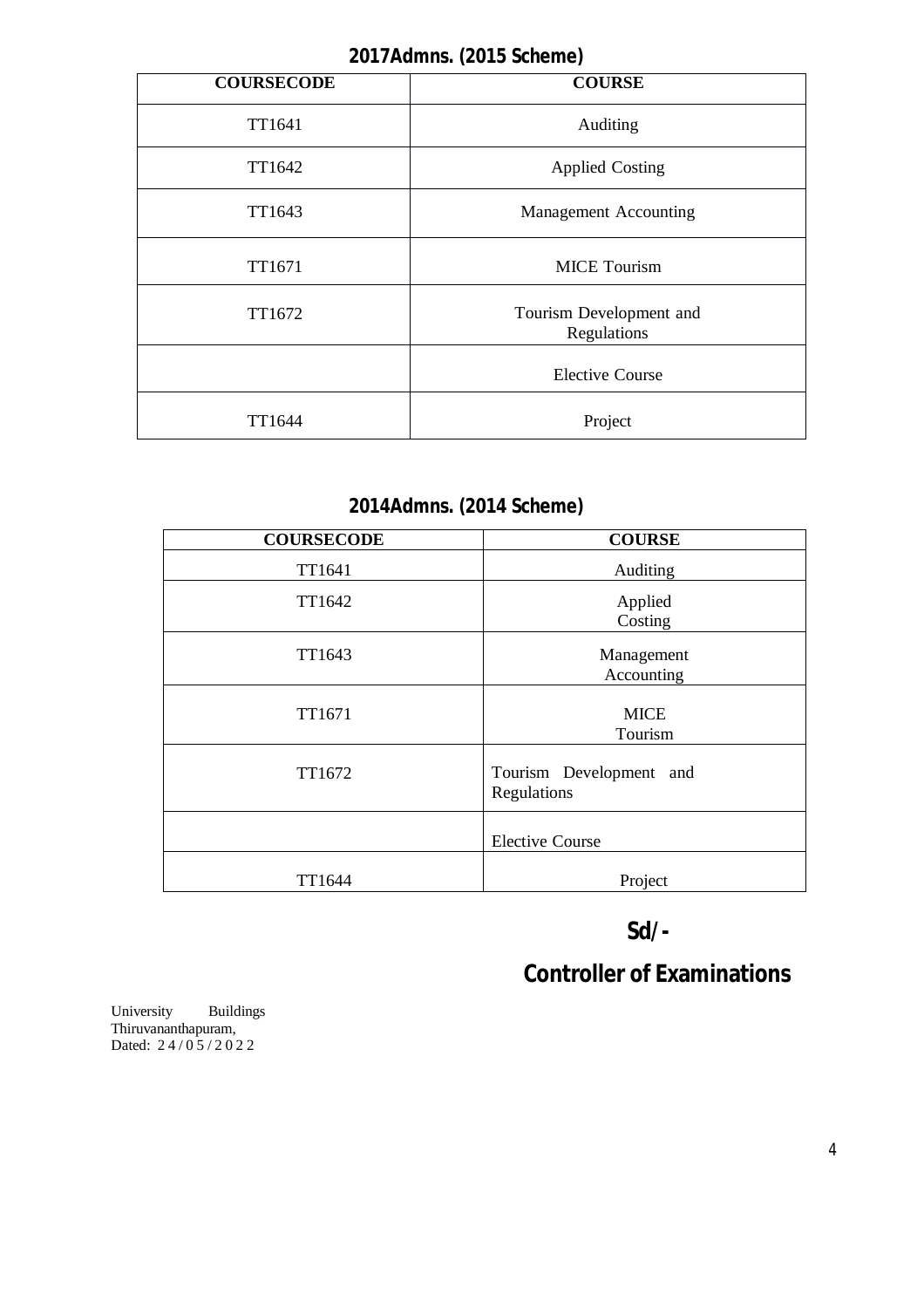## 2017Admns. (2015 Scheme)

| COURSECODE | COURSE |
|---|---|
| TT1641 | Auditing |
| TT1642 | Applied Costing |
| TT1643 | Management Accounting |
| TT1671 | MICE Tourism |
| TT1672 | Tourism Development and Regulations |
| | Elective Course |
| TT1644 | Project |

## 2014Admns. (2014 Scheme)

| COURSECODE | COURSE |
|---|---|
| TT1641 | Auditing |
| TT1642 | Applied Costing |
| TT1643 | Management Accounting |
| TT1671 | MICE Tourism |
| TT1672 | Tourism Development and Regulations |
| | Elective Course |
| TT1644 | Project |

**Sd/-**

**Controller of Examinations**

University Buildings
Thiruvananthapuram,
Dated: 24/05/2022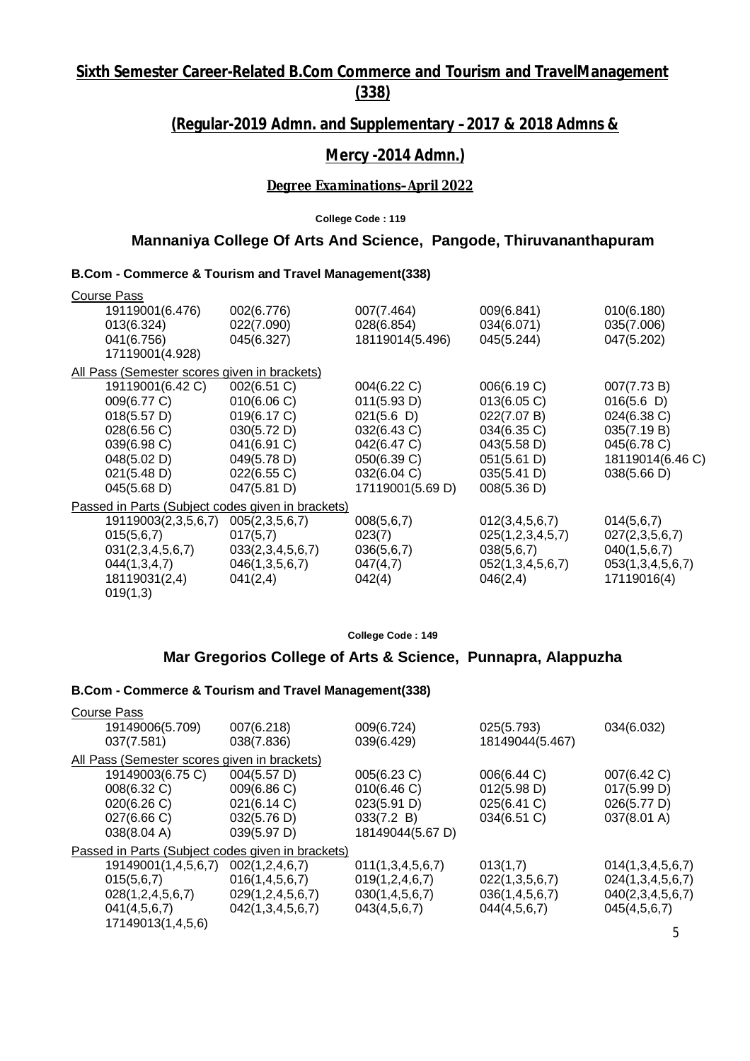## Sixth Semester Career-Related B.Com Commerce and Tourism and TravelManagement (338)

## (Regular-2019 Admn. and Supplementary – 2017 & 2018 Admns & Mercy -2014 Admn.)

### Degree Examinations–April 2022

**College Code : 119**

### Mannaniya College Of Arts And Science, Pangode, Thiruvananthapuram

**B.Com - Commerce & Tourism and Travel Management(338)**

Course Pass

| | | | | |
|---|---|---|---|---|
| 19119001(6.476) | 002(6.776) | 007(7.464) | 009(6.841) | 010(6.180) |
| 013(6.324) | 022(7.090) | 028(6.854) | 034(6.071) | 035(7.006) |
| 041(6.756) | 045(6.327) | 18119014(5.496) | 045(5.244) | 047(5.202) |
| 17119001(4.928) | | | | |

All Pass (Semester scores given in brackets)

| | | | | |
|---|---|---|---|---|
| 19119001(6.42 C) | 002(6.51 C) | 004(6.22 C) | 006(6.19 C) | 007(7.73 B) |
| 009(6.77 C) | 010(6.06 C) | 011(5.93 D) | 013(6.05 C) | 016(5.6 D) |
| 018(5.57 D) | 019(6.17 C) | 021(5.6 D) | 022(7.07 B) | 024(6.38 C) |
| 028(6.56 C) | 030(5.72 D) | 032(6.43 C) | 034(6.35 C) | 035(7.19 B) |
| 039(6.98 C) | 041(6.91 C) | 042(6.47 C) | 043(5.58 D) | 045(6.78 C) |
| 048(5.02 D) | 049(5.78 D) | 050(6.39 C) | 051(5.61 D) | 18119014(6.46 C) |
| 021(5.48 D) | 022(6.55 C) | 032(6.04 C) | 035(5.41 D) | 038(5.66 D) |
| 045(5.68 D) | 047(5.81 D) | 17119001(5.69 D) | 008(5.36 D) | |

Passed in Parts (Subject codes given in brackets)

| | | | | |
|---|---|---|---|---|
| 19119003(2,3,5,6,7) | 005(2,3,5,6,7) | 008(5,6,7) | 012(3,4,5,6,7) | 014(5,6,7) |
| 015(5,6,7) | 017(5,7) | 023(7) | 025(1,2,3,4,5,7) | 027(2,3,5,6,7) |
| 031(2,3,4,5,6,7) | 033(2,3,4,5,6,7) | 036(5,6,7) | 038(5,6,7) | 040(1,5,6,7) |
| 044(1,3,4,7) | 046(1,3,5,6,7) | 047(4,7) | 052(1,3,4,5,6,7) | 053(1,3,4,5,6,7) |
| 18119031(2,4) | 041(2,4) | 042(4) | 046(2,4) | 17119016(4) |
| 019(1,3) | | | | |

**College Code : 149**

### Mar Gregorios College of Arts & Science, Punnapra, Alappuzha

**B.Com - Commerce & Tourism and Travel Management(338)**

Course Pass

| | | | | |
|---|---|---|---|---|
| 19149006(5.709) | 007(6.218) | 009(6.724) | 025(5.793) | 034(6.032) |
| 037(7.581) | 038(7.836) | 039(6.429) | 18149044(5.467) | |

All Pass (Semester scores given in brackets)

| | | | | |
|---|---|---|---|---|
| 19149003(6.75 C) | 004(5.57 D) | 005(6.23 C) | 006(6.44 C) | 007(6.42 C) |
| 008(6.32 C) | 009(6.86 C) | 010(6.46 C) | 012(5.98 D) | 017(5.99 D) |
| 020(6.26 C) | 021(6.14 C) | 023(5.91 D) | 025(6.41 C) | 026(5.77 D) |
| 027(6.66 C) | 032(5.76 D) | 033(7.2 B) | 034(6.51 C) | 037(8.01 A) |
| 038(8.04 A) | 039(5.97 D) | 18149044(5.67 D) | | |

Passed in Parts (Subject codes given in brackets)

| | | | | |
|---|---|---|---|---|
| 19149001(1,4,5,6,7) | 002(1,2,4,6,7) | 011(1,3,4,5,6,7) | 013(1,7) | 014(1,3,4,5,6,7) |
| 015(5,6,7) | 016(1,4,5,6,7) | 019(1,2,4,6,7) | 022(1,3,5,6,7) | 024(1,3,4,5,6,7) |
| 028(1,2,4,5,6,7) | 029(1,2,4,5,6,7) | 030(1,4,5,6,7) | 036(1,4,5,6,7) | 040(2,3,4,5,6,7) |
| 041(4,5,6,7) | 042(1,3,4,5,6,7) | 043(4,5,6,7) | 044(4,5,6,7) | 045(4,5,6,7) |
| 17149013(1,4,5,6) | | | | |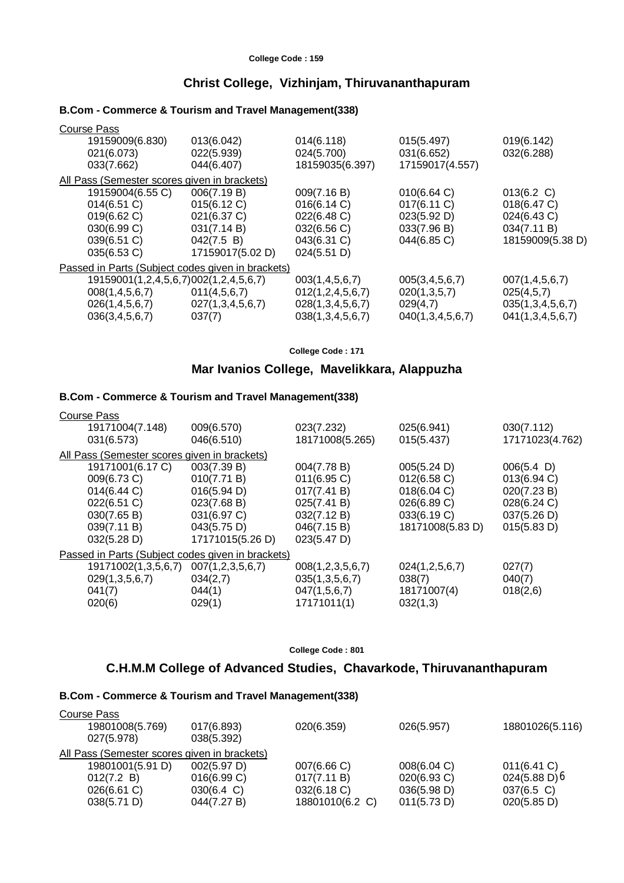**College Code : 159**

## Christ College, Vizhinjam, Thiruvananthapuram

### B.Com - Commerce & Tourism and Travel Management(338)

Course Pass

| | | | | |
|---|---|---|---|---|
| 19159009(6.830) | 013(6.042) | 014(6.118) | 015(5.497) | 019(6.142) |
| 021(6.073) | 022(5.939) | 024(5.700) | 031(6.652) | 032(6.288) |
| 033(7.662) | 044(6.407) | 18159035(6.397) | 17159017(4.557) | |

All Pass (Semester scores given in brackets)

| | | | | |
|---|---|---|---|---|
| 19159004(6.55 C) | 006(7.19 B) | 009(7.16 B) | 010(6.64 C) | 013(6.2 C) |
| 014(6.51 C) | 015(6.12 C) | 016(6.14 C) | 017(6.11 C) | 018(6.47 C) |
| 019(6.62 C) | 021(6.37 C) | 022(6.48 C) | 023(5.92 D) | 024(6.43 C) |
| 030(6.99 C) | 031(7.14 B) | 032(6.56 C) | 033(7.96 B) | 034(7.11 B) |
| 039(6.51 C) | 042(7.5 B) | 043(6.31 C) | 044(6.85 C) | 18159009(5.38 D) |
| 035(6.53 C) | 17159017(5.02 D) | 024(5.51 D) | | |

Passed in Parts (Subject codes given in brackets)

| | | | | |
|---|---|---|---|---|
| 19159001(1,2,4,5,6,7) | 002(1,2,4,5,6,7) | 003(1,4,5,6,7) | 005(3,4,5,6,7) | 007(1,4,5,6,7) |
| 008(1,4,5,6,7) | 011(4,5,6,7) | 012(1,2,4,5,6,7) | 020(1,3,5,7) | 025(4,5,7) |
| 026(1,4,5,6,7) | 027(1,3,4,5,6,7) | 028(1,3,4,5,6,7) | 029(4,7) | 035(1,3,4,5,6,7) |
| 036(3,4,5,6,7) | 037(7) | 038(1,3,4,5,6,7) | 040(1,3,4,5,6,7) | 041(1,3,4,5,6,7) |

**College Code : 171**

## Mar Ivanios College, Mavelikkara, Alappuzha

### B.Com - Commerce & Tourism and Travel Management(338)

Course Pass

| | | | | |
|---|---|---|---|---|
| 19171004(7.148) | 009(6.570) | 023(7.232) | 025(6.941) | 030(7.112) |
| 031(6.573) | 046(6.510) | 18171008(5.265) | 015(5.437) | 17171023(4.762) |

All Pass (Semester scores given in brackets)

| | | | | |
|---|---|---|---|---|
| 19171001(6.17 C) | 003(7.39 B) | 004(7.78 B) | 005(5.24 D) | 006(5.4 D) |
| 009(6.73 C) | 010(7.71 B) | 011(6.95 C) | 012(6.58 C) | 013(6.94 C) |
| 014(6.44 C) | 016(5.94 D) | 017(7.41 B) | 018(6.04 C) | 020(7.23 B) |
| 022(6.51 C) | 023(7.68 B) | 025(7.41 B) | 026(6.89 C) | 028(6.24 C) |
| 030(7.65 B) | 031(6.97 C) | 032(7.12 B) | 033(6.19 C) | 037(5.26 D) |
| 039(7.11 B) | 043(5.75 D) | 046(7.15 B) | 18171008(5.83 D) | 015(5.83 D) |
| 032(5.28 D) | 17171015(5.26 D) | 023(5.47 D) | | |

Passed in Parts (Subject codes given in brackets)

| | | | | |
|---|---|---|---|---|
| 19171002(1,3,5,6,7) | 007(1,2,3,5,6,7) | 008(1,2,3,5,6,7) | 024(1,2,5,6,7) | 027(7) |
| 029(1,3,5,6,7) | 034(2,7) | 035(1,3,5,6,7) | 038(7) | 040(7) |
| 041(7) | 044(1) | 047(1,5,6,7) | 18171007(4) | 018(2,6) |
| 020(6) | 029(1) | 17171011(1) | 032(1,3) | |

**College Code : 801**

## C.H.M.M College of Advanced Studies, Chavarkode, Thiruvananthapuram

### B.Com - Commerce & Tourism and Travel Management(338)

Course Pass

| | | | | |
|---|---|---|---|---|
| 19801008(5.769) | 017(6.893) | 020(6.359) | 026(5.957) | 18801026(5.116) |
| 027(5.978) | 038(5.392) | | | |

All Pass (Semester scores given in brackets)

| | | | | |
|---|---|---|---|---|
| 19801001(5.91 D) | 002(5.97 D) | 007(6.66 C) | 008(6.04 C) | 011(6.41 C) |
| 012(7.2 B) | 016(6.99 C) | 017(7.11 B) | 020(6.93 C) | 024(5.88 D) |
| 026(6.61 C) | 030(6.4 C) | 032(6.18 C) | 036(5.98 D) | 037(6.5 C) |
| 038(5.71 D) | 044(7.27 B) | 18801010(6.2 C) | 011(5.73 D) | 020(5.85 D) |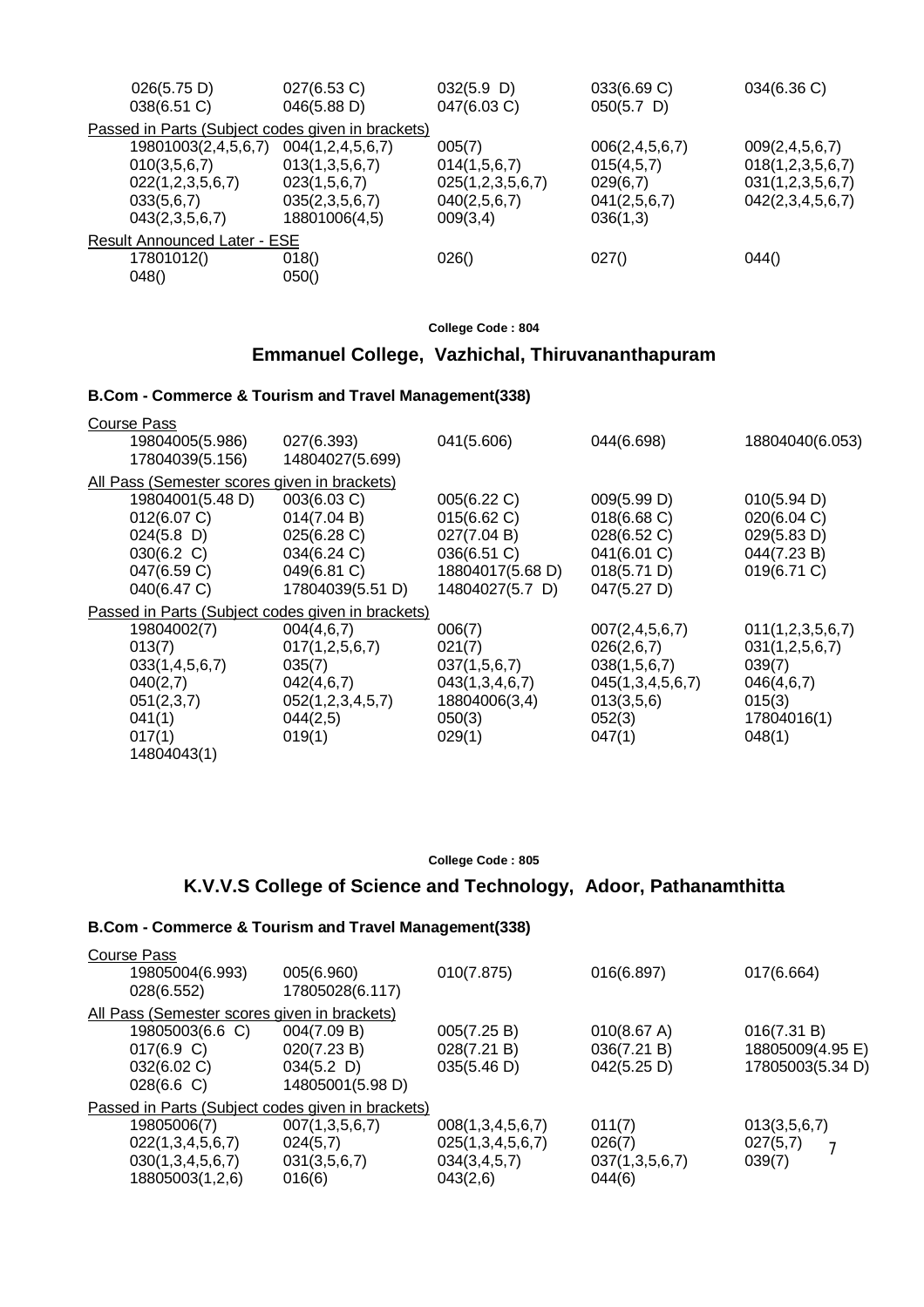| | | | | |
|---|---|---|---|---|
| 026(5.75 D) | 027(6.53 C) | 032(5.9 D) | 033(6.69 C) | 034(6.36 C) |
| 038(6.51 C) | 046(5.88 D) | 047(6.03 C) | 050(5.7 D) | |

Passed in Parts (Subject codes given in brackets)

| | | | | |
|---|---|---|---|---|
| 19801003(2,4,5,6,7) | 004(1,2,4,5,6,7) | 005(7) | 006(2,4,5,6,7) | 009(2,4,5,6,7) |
| 010(3,5,6,7) | 013(1,3,5,6,7) | 014(1,5,6,7) | 015(4,5,7) | 018(1,2,3,5,6,7) |
| 022(1,2,3,5,6,7) | 023(1,5,6,7) | 025(1,2,3,5,6,7) | 029(6,7) | 031(1,2,3,5,6,7) |
| 033(5,6,7) | 035(2,3,5,6,7) | 040(2,5,6,7) | 041(2,5,6,7) | 042(2,3,4,5,6,7) |
| 043(2,3,5,6,7) | 18801006(4,5) | 009(3,4) | 036(1,3) | |

Result Announced Later - ESE

| | | | | |
|---|---|---|---|---|
| 17801012() | 018() | 026() | 027() | 044() |
| 048() | 050() | | | |

**College Code : 804**

## Emmanuel College, Vazhichal, Thiruvananthapuram

### B.Com - Commerce & Tourism and Travel Management(338)

Course Pass

| | | | | |
|---|---|---|---|---|
| 19804005(5.986) | 027(6.393) | 041(5.606) | 044(6.698) | 18804040(6.053) |
| 17804039(5.156) | 14804027(5.699) | | | |

All Pass (Semester scores given in brackets)

| | | | | |
|---|---|---|---|---|
| 19804001(5.48 D) | 003(6.03 C) | 005(6.22 C) | 009(5.99 D) | 010(5.94 D) |
| 012(6.07 C) | 014(7.04 B) | 015(6.62 C) | 018(6.68 C) | 020(6.04 C) |
| 024(5.8 D) | 025(6.28 C) | 027(7.04 B) | 028(6.52 C) | 029(5.83 D) |
| 030(6.2 C) | 034(6.24 C) | 036(6.51 C) | 041(6.01 C) | 044(7.23 B) |
| 047(6.59 C) | 049(6.81 C) | 18804017(5.68 D) | 018(5.71 D) | 019(6.71 C) |
| 040(6.47 C) | 17804039(5.51 D) | 14804027(5.7 D) | 047(5.27 D) | |

Passed in Parts (Subject codes given in brackets)

| | | | | |
|---|---|---|---|---|
| 19804002(7) | 004(4,6,7) | 006(7) | 007(2,4,5,6,7) | 011(1,2,3,5,6,7) |
| 013(7) | 017(1,2,5,6,7) | 021(7) | 026(2,6,7) | 031(1,2,5,6,7) |
| 033(1,4,5,6,7) | 035(7) | 037(1,5,6,7) | 038(1,5,6,7) | 039(7) |
| 040(2,7) | 042(4,6,7) | 043(1,3,4,6,7) | 045(1,3,4,5,6,7) | 046(4,6,7) |
| 051(2,3,7) | 052(1,2,3,4,5,7) | 18804006(3,4) | 013(3,5,6) | 015(3) |
| 041(1) | 044(2,5) | 050(3) | 052(3) | 17804016(1) |
| 017(1) | 019(1) | 029(1) | 047(1) | 048(1) |
| 14804043(1) | | | | |

**College Code : 805**

## K.V.V.S College of Science and Technology, Adoor, Pathanamthitta

### B.Com - Commerce & Tourism and Travel Management(338)

Course Pass

| | | | | |
|---|---|---|---|---|
| 19805004(6.993) | 005(6.960) | 010(7.875) | 016(6.897) | 017(6.664) |
| 028(6.552) | 17805028(6.117) | | | |

All Pass (Semester scores given in brackets)

| | | | | |
|---|---|---|---|---|
| 19805003(6.6 C) | 004(7.09 B) | 005(7.25 B) | 010(8.67 A) | 016(7.31 B) |
| 017(6.9 C) | 020(7.23 B) | 028(7.21 B) | 036(7.21 B) | 18805009(4.95 E) |
| 032(6.02 C) | 034(5.2 D) | 035(5.46 D) | 042(5.25 D) | 17805003(5.34 D) |
| 028(6.6 C) | 14805001(5.98 D) | | | |

Passed in Parts (Subject codes given in brackets)

| | | | | |
|---|---|---|---|---|
| 19805006(7) | 007(1,3,5,6,7) | 008(1,3,4,5,6,7) | 011(7) | 013(3,5,6,7) |
| 022(1,3,4,5,6,7) | 024(5,7) | 025(1,3,4,5,6,7) | 026(7) | 027(5,7) |
| 030(1,3,4,5,6,7) | 031(3,5,6,7) | 034(3,4,5,7) | 037(1,3,5,6,7) | 039(7) |
| 18805003(1,2,6) | 016(6) | 043(2,6) | 044(6) | |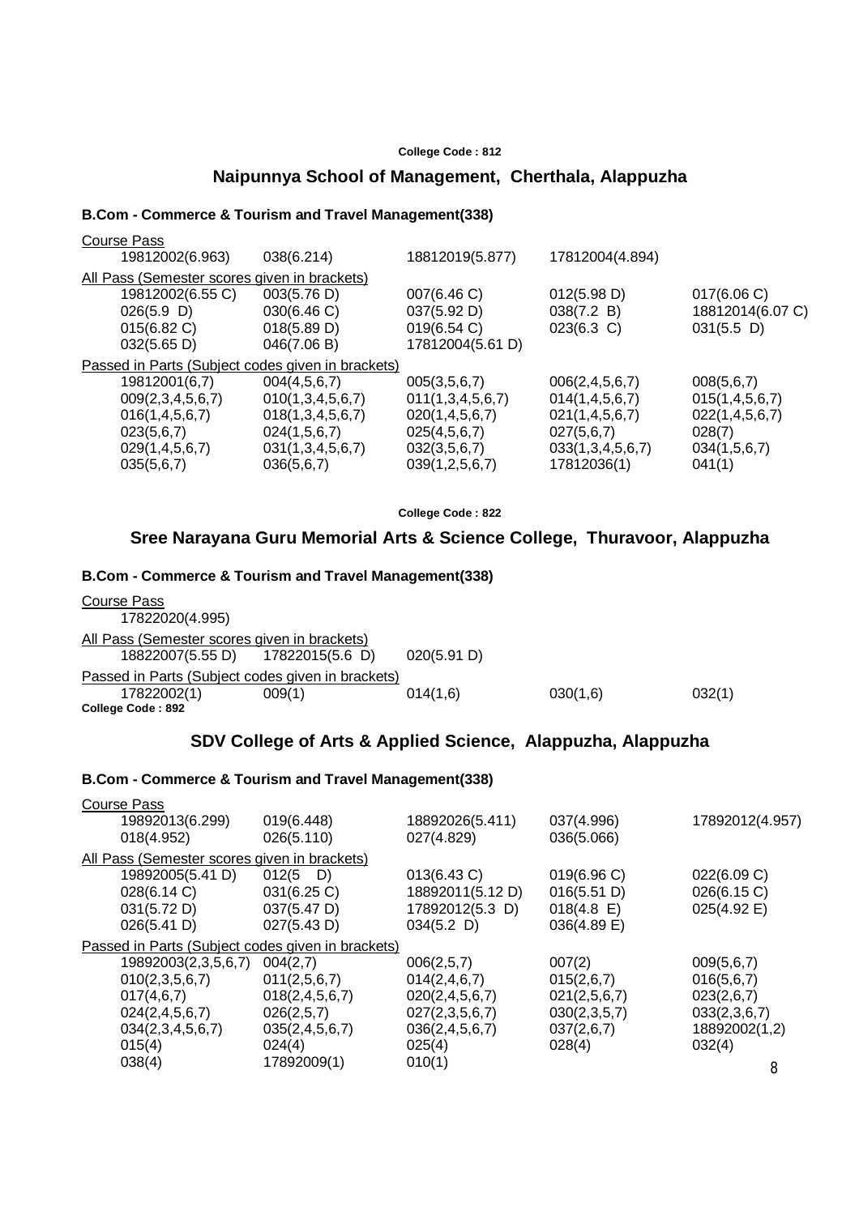College Code : 812

## Naipunnya School of Management, Cherthala, Alappuzha

### B.Com - Commerce & Tourism and Travel Management(338)

Course Pass

| | | | | |
|---|---|---|---|---|
| 19812002(6.963) | 038(6.214) | 18812019(5.877) | 17812004(4.894) | |

All Pass (Semester scores given in brackets)

| | | | | |
|---|---|---|---|---|
| 19812002(6.55 C) | 003(5.76 D) | 007(6.46 C) | 012(5.98 D) | 017(6.06 C) |
| 026(5.9 D) | 030(6.46 C) | 037(5.92 D) | 038(7.2 B) | 18812014(6.07 C) |
| 015(6.82 C) | 018(5.89 D) | 019(6.54 C) | 023(6.3 C) | 031(5.5 D) |
| 032(5.65 D) | 046(7.06 B) | 17812004(5.61 D) | | |

Passed in Parts (Subject codes given in brackets)

| | | | | |
|---|---|---|---|---|
| 19812001(6,7) | 004(4,5,6,7) | 005(3,5,6,7) | 006(2,4,5,6,7) | 008(5,6,7) |
| 009(2,3,4,5,6,7) | 010(1,3,4,5,6,7) | 011(1,3,4,5,6,7) | 014(1,4,5,6,7) | 015(1,4,5,6,7) |
| 016(1,4,5,6,7) | 018(1,3,4,5,6,7) | 020(1,4,5,6,7) | 021(1,4,5,6,7) | 022(1,4,5,6,7) |
| 023(5,6,7) | 024(1,5,6,7) | 025(4,5,6,7) | 027(5,6,7) | 028(7) |
| 029(1,4,5,6,7) | 031(1,3,4,5,6,7) | 032(3,5,6,7) | 033(1,3,4,5,6,7) | 034(1,5,6,7) |
| 035(5,6,7) | 036(5,6,7) | 039(1,2,5,6,7) | 17812036(1) | 041(1) |

College Code : 822

## Sree Narayana Guru Memorial Arts & Science College, Thuravoor, Alappuzha

### B.Com - Commerce & Tourism and Travel Management(338)

Course Pass

17822020(4.995)

All Pass (Semester scores given in brackets)

| | | |
|---|---|---|
| 18822007(5.55 D) | 17822015(5.6 D) | 020(5.91 D) |

Passed in Parts (Subject codes given in brackets)

| | | | | |
|---|---|---|---|---|
| 17822002(1) | 009(1) | 014(1,6) | 030(1,6) | 032(1) |

College Code : 892

## SDV College of Arts & Applied Science, Alappuzha, Alappuzha

### B.Com - Commerce & Tourism and Travel Management(338)

Course Pass

| | | | | |
|---|---|---|---|---|
| 19892013(6.299) | 019(6.448) | 18892026(5.411) | 037(4.996) | 17892012(4.957) |
| 018(4.952) | 026(5.110) | 027(4.829) | 036(5.066) | |

All Pass (Semester scores given in brackets)

| | | | | |
|---|---|---|---|---|
| 19892005(5.41 D) | 012(5 D) | 013(6.43 C) | 019(6.96 C) | 022(6.09 C) |
| 028(6.14 C) | 031(6.25 C) | 18892011(5.12 D) | 016(5.51 D) | 026(6.15 C) |
| 031(5.72 D) | 037(5.47 D) | 17892012(5.3 D) | 018(4.8 E) | 025(4.92 E) |
| 026(5.41 D) | 027(5.43 D) | 034(5.2 D) | 036(4.89 E) | |

Passed in Parts (Subject codes given in brackets)

| | | | | |
|---|---|---|---|---|
| 19892003(2,3,5,6,7) | 004(2,7) | 006(2,5,7) | 007(2) | 009(5,6,7) |
| 010(2,3,5,6,7) | 011(2,5,6,7) | 014(2,4,6,7) | 015(2,6,7) | 016(5,6,7) |
| 017(4,6,7) | 018(2,4,5,6,7) | 020(2,4,5,6,7) | 021(2,5,6,7) | 023(2,6,7) |
| 024(2,4,5,6,7) | 026(2,5,7) | 027(2,3,5,6,7) | 030(2,3,5,7) | 033(2,3,6,7) |
| 034(2,3,4,5,6,7) | 035(2,4,5,6,7) | 036(2,4,5,6,7) | 037(2,6,7) | 18892002(1,2) |
| 015(4) | 024(4) | 025(4) | 028(4) | 032(4) |
| 038(4) | 17892009(1) | 010(1) | | |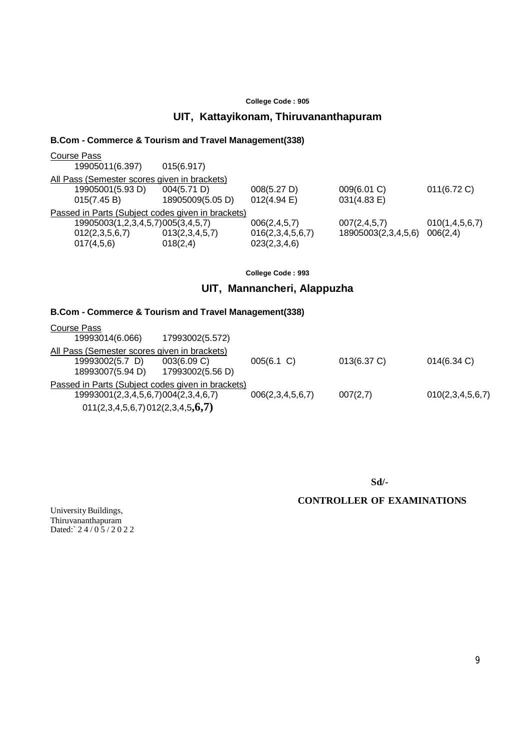College Code : 905

## UIT, Kattayikonam, Thiruvananthapuram

### B.Com - Commerce & Tourism and Travel Management(338)

Course Pass

| | | | | |
|---|---|---|---|---|
| 19905011(6.397) | 015(6.917) | | | |

All Pass (Semester scores given in brackets)

| | | | | |
|---|---|---|---|---|
| 19905001(5.93 D) | 004(5.71 D) | 008(5.27 D) | 009(6.01 C) | 011(6.72 C) |
| 015(7.45 B) | 18905009(5.05 D) | 012(4.94 E) | 031(4.83 E) | |

Passed in Parts (Subject codes given in brackets)

| | | | | |
|---|---|---|---|---|
| 19905003(1,2,3,4,5,7) | 005(3,4,5,7) | 006(2,4,5,7) | 007(2,4,5,7) | 010(1,4,5,6,7) |
| 012(2,3,5,6,7) | 013(2,3,4,5,7) | 016(2,3,4,5,6,7) | 18905003(2,3,4,5,6) | 006(2,4) |
| 017(4,5,6) | 018(2,4) | 023(2,3,4,6) | | |

College Code : 993

## UIT, Mannancheri, Alappuzha

### B.Com - Commerce & Tourism and Travel Management(338)

Course Pass

| | | | | |
|---|---|---|---|---|
| 19993014(6.066) | 17993002(5.572) | | | |

All Pass (Semester scores given in brackets)

| | | | | |
|---|---|---|---|---|
| 19993002(5.7 D) | 003(6.09 C) | 005(6.1 C) | 013(6.37 C) | 014(6.34 C) |
| 18993007(5.94 D) | 17993002(5.56 D) | | | |

Passed in Parts (Subject codes given in brackets)

| | | | | |
|---|---|---|---|---|
| 19993001(2,3,4,5,6,7) | 004(2,3,4,6,7) | 006(2,3,4,5,6,7) | 007(2,7) | 010(2,3,4,5,6,7) |
| 011(2,3,4,5,6,7) | 012(2,3,4,5,6,7) | | | |

Sd/-

**CONTROLLER OF EXAMINATIONS**

University Buildings,
Thiruvananthapuram
Dated:` 24/05/2022